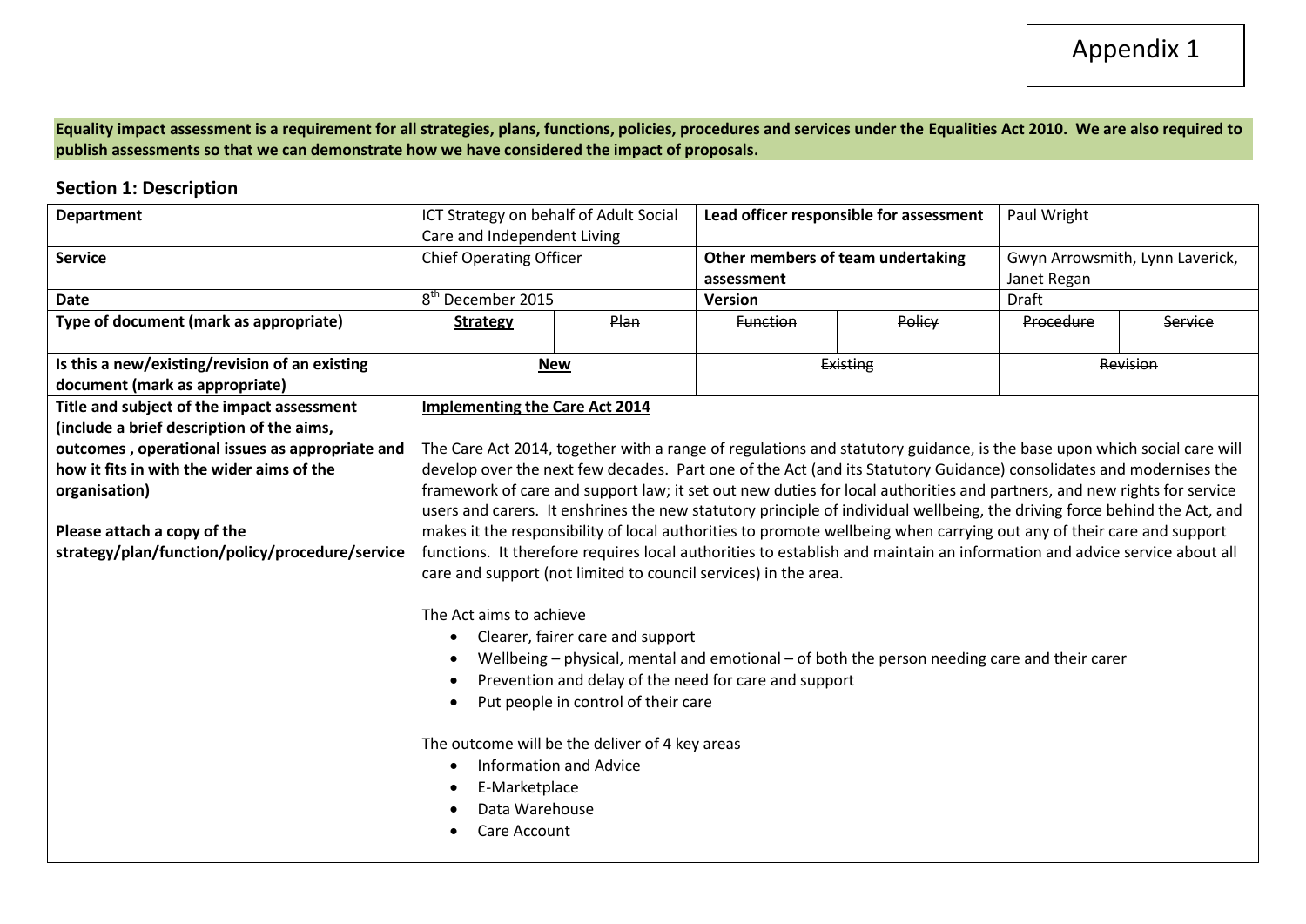Appendix 1

**Equality impact assessment is a requirement for all strategies, plans, functions, policies, procedures and services under the Equalities Act 2010. We are also required to publish assessments so that we can demonstrate how we have considered the impact of proposals.**

## Section 1: Description

| **Department** | ICT Strategy on behalf of Adult Social Care and Independent Living | | **Lead officer responsible for assessment** | | Paul Wright | |
|---|---|---|---|---|---|---|
| **Service** | Chief Operating Officer | | **Other members of team undertaking assessment** | | Gwyn Arrowsmith, Lynn Laverick, Janet Regan | |
| **Date** | 8th December 2015 | | **Version** | | Draft | |
| **Type of document (mark as appropriate)** | **Strategy** | ~~Plan~~ | ~~Function~~ | ~~Policy~~ | ~~Procedure~~ | ~~Service~~ |
| **Is this a new/existing/revision of an existing document (mark as appropriate)** | **New** | | ~~Existing~~ | | ~~Revision~~ | |
| **Title and subject of the impact assessment (include a brief description of the aims, outcomes , operational issues as appropriate and how it fits in with the wider aims of the organisation)**<br><br>**Please attach a copy of the strategy/plan/function/policy/procedure/service** | **Implementing the Care Act 2014**<br><br>The Care Act 2014, together with a range of regulations and statutory guidance, is the base upon which social care will develop over the next few decades. Part one of the Act (and its Statutory Guidance) consolidates and modernises the framework of care and support law; it set out new duties for local authorities and partners, and new rights for service users and carers. It enshrines the new statutory principle of individual wellbeing, the driving force behind the Act, and makes it the responsibility of local authorities to promote wellbeing when carrying out any of their care and support functions. It therefore requires local authorities to establish and maintain an information and advice service about all care and support (not limited to council services) in the area.<br><br>The Act aims to achieve<br>• Clearer, fairer care and support<br>• Wellbeing – physical, mental and emotional – of both the person needing care and their carer<br>• Prevention and delay of the need for care and support<br>• Put people in control of their care<br><br>The outcome will be the deliver of 4 key areas<br>• Information and Advice<br>• E-Marketplace<br>• Data Warehouse<br>• Care Account | | | | | |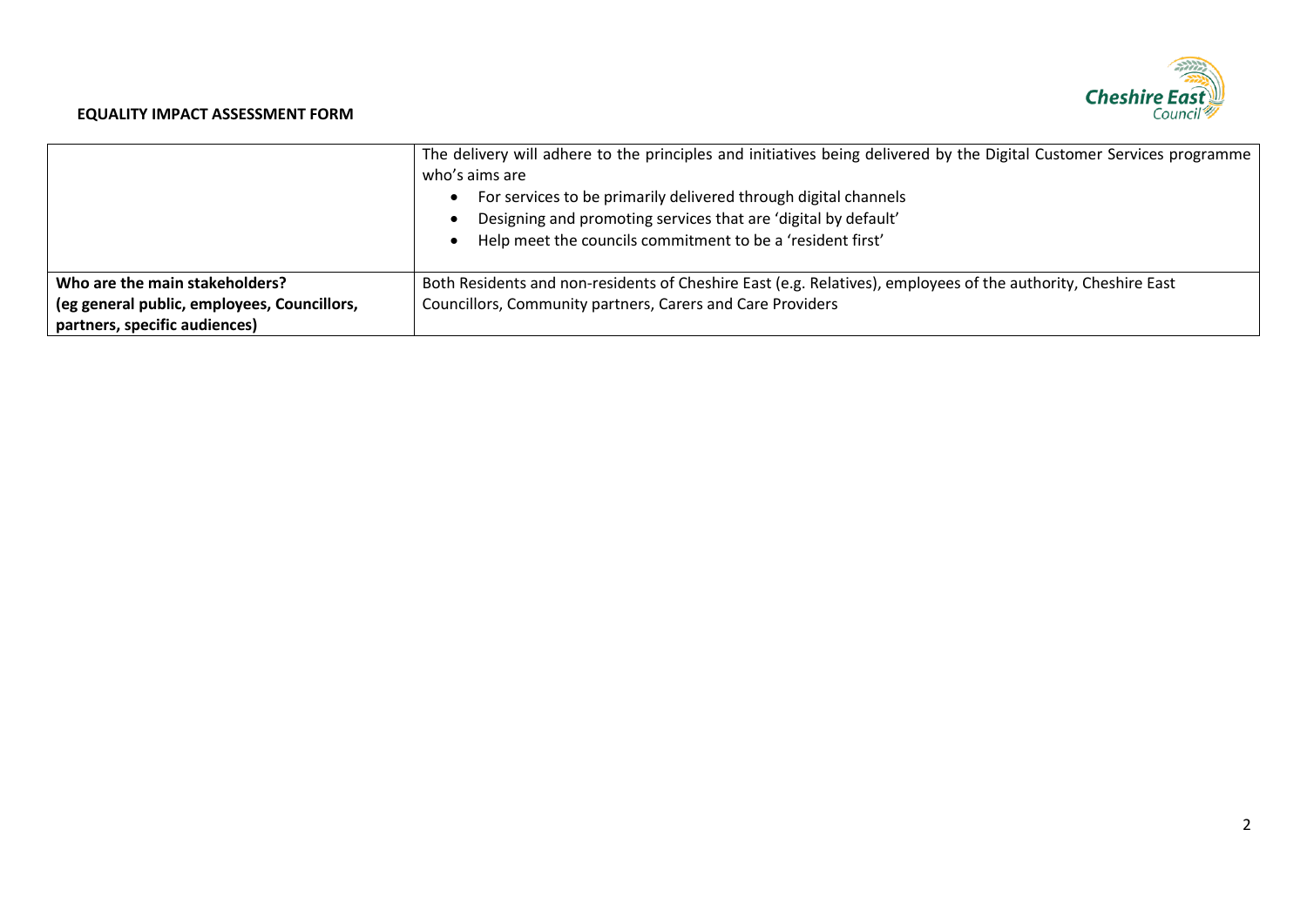**EQUALITY IMPACT ASSESSMENT FORM**

| | |
|---|---|
| | The delivery will adhere to the principles and initiatives being delivered by the Digital Customer Services programme who's aims are<br>• For services to be primarily delivered through digital channels<br>• Designing and promoting services that are 'digital by default'<br>• Help meet the councils commitment to be a 'resident first' |
| **Who are the main stakeholders? (eg general public, employees, Councillors, partners, specific audiences)** | Both Residents and non-residents of Cheshire East (e.g. Relatives), employees of the authority, Cheshire East Councillors, Community partners, Carers and Care Providers |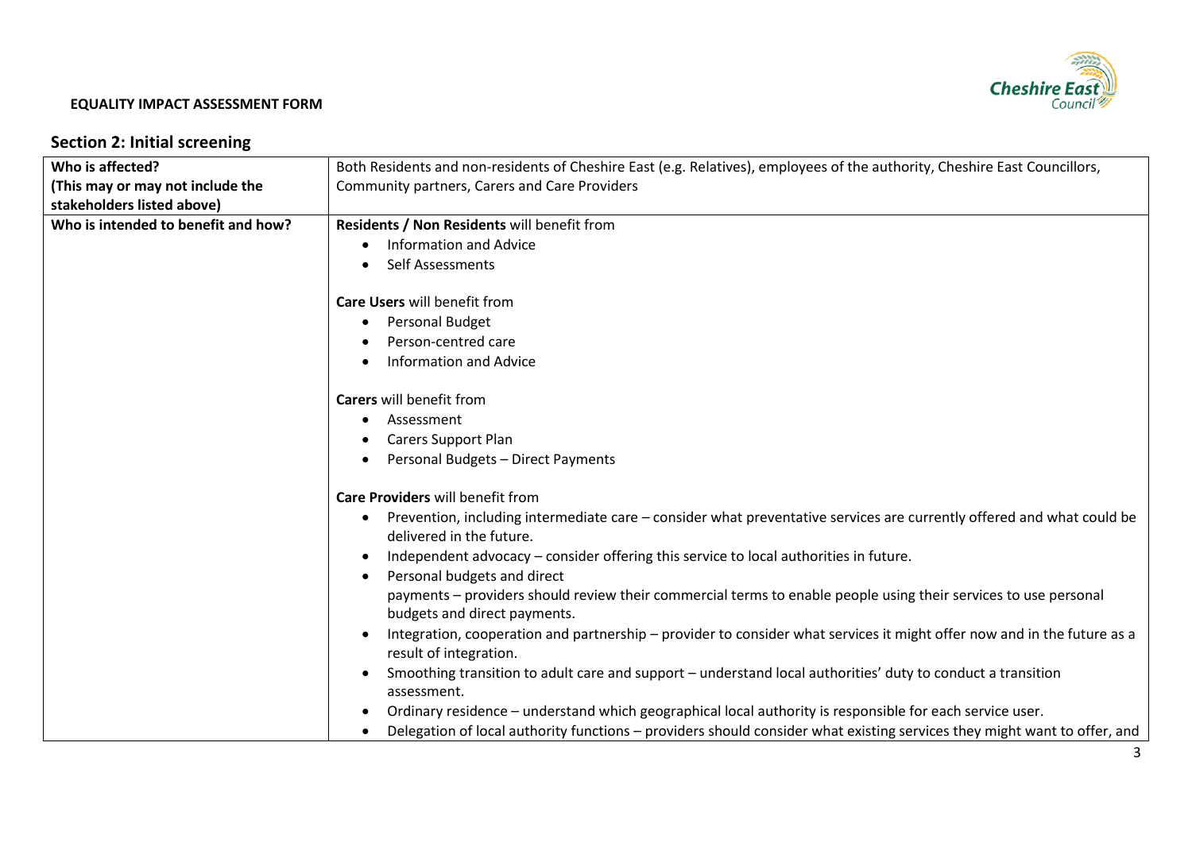**EQUALITY IMPACT ASSESSMENT FORM**

## Section 2: Initial screening

| | |
|---|---|
| **Who is affected?** **(This may or may not include the stakeholders listed above)** | Both Residents and non-residents of Cheshire East (e.g. Relatives), employees of the authority, Cheshire East Councillors, Community partners, Carers and Care Providers |
| **Who is intended to benefit and how?** | **Residents / Non Residents** will benefit from <br>• Information and Advice <br>• Self Assessments <br><br>**Care Users** will benefit from <br>• Personal Budget <br>• Person-centred care <br>• Information and Advice <br><br>**Carers** will benefit from <br>• Assessment <br>• Carers Support Plan <br>• Personal Budgets – Direct Payments <br><br>**Care Providers** will benefit from <br>• Prevention, including intermediate care – consider what preventative services are currently offered and what could be delivered in the future. <br>• Independent advocacy – consider offering this service to local authorities in future. <br>• Personal budgets and direct payments – providers should review their commercial terms to enable people using their services to use personal budgets and direct payments. <br>• Integration, cooperation and partnership – provider to consider what services it might offer now and in the future as a result of integration. <br>• Smoothing transition to adult care and support – understand local authorities' duty to conduct a transition assessment. <br>• Ordinary residence – understand which geographical local authority is responsible for each service user. <br>• Delegation of local authority functions – providers should consider what existing services they might want to offer, and |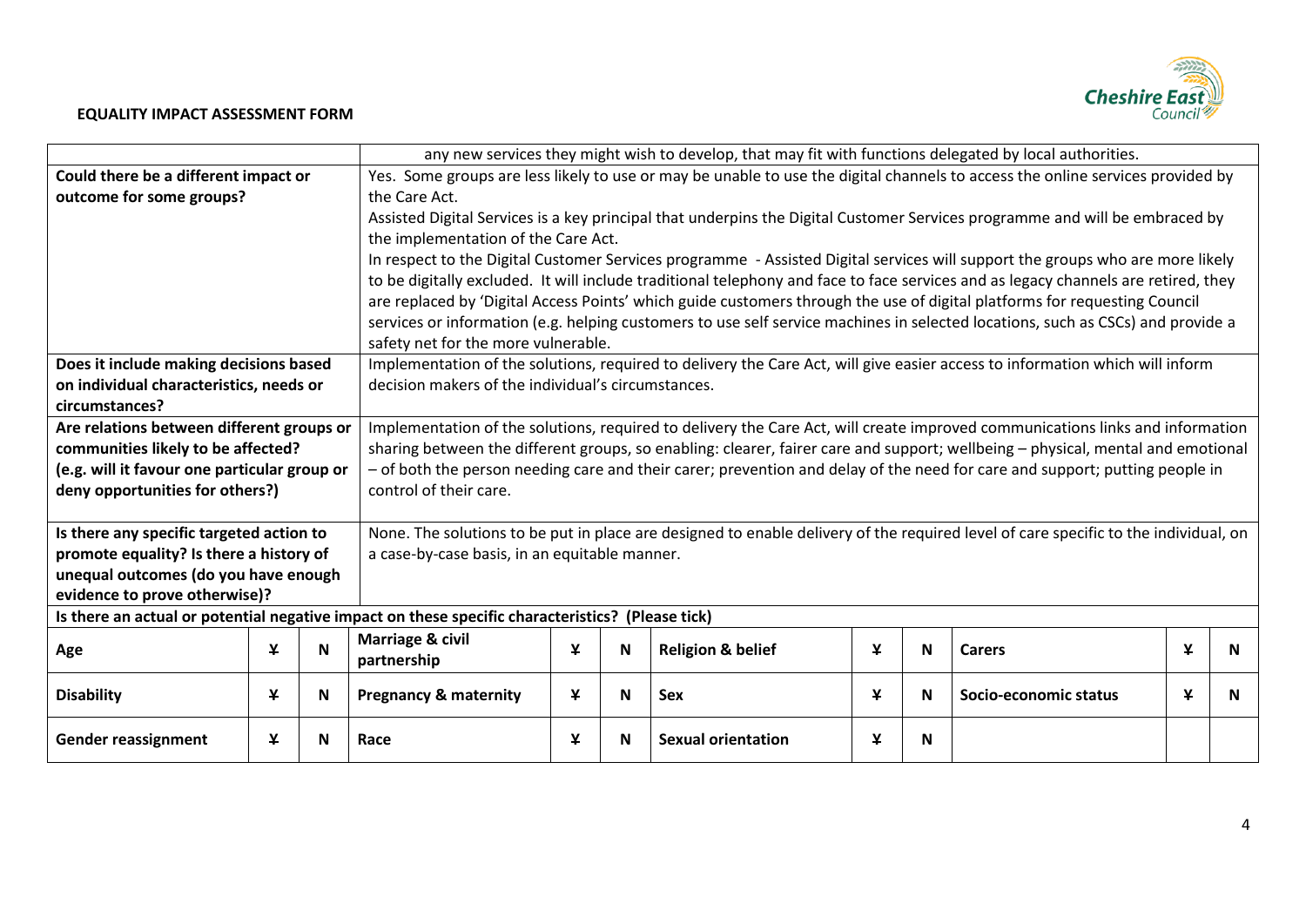**EQUALITY IMPACT ASSESSMENT FORM**

| | |
|---|---|
| | any new services they might wish to develop, that may fit with functions delegated by local authorities. |
| **Could there be a different impact or outcome for some groups?** | Yes. Some groups are less likely to use or may be unable to use the digital channels to access the online services provided by the Care Act.<br>Assisted Digital Services is a key principal that underpins the Digital Customer Services programme and will be embraced by the implementation of the Care Act.<br>In respect to the Digital Customer Services programme - Assisted Digital services will support the groups who are more likely to be digitally excluded. It will include traditional telephony and face to face services and as legacy channels are retired, they are replaced by 'Digital Access Points' which guide customers through the use of digital platforms for requesting Council services or information (e.g. helping customers to use self service machines in selected locations, such as CSCs) and provide a safety net for the more vulnerable. |
| **Does it include making decisions based on individual characteristics, needs or circumstances?** | Implementation of the solutions, required to delivery the Care Act, will give easier access to information which will inform decision makers of the individual's circumstances. |
| **Are relations between different groups or communities likely to be affected? (e.g. will it favour one particular group or deny opportunities for others?)** | Implementation of the solutions, required to delivery the Care Act, will create improved communications links and information sharing between the different groups, so enabling: clearer, fairer care and support; wellbeing – physical, mental and emotional – of both the person needing care and their carer; prevention and delay of the need for care and support; putting people in control of their care. |
| **Is there any specific targeted action to promote equality? Is there a history of unequal outcomes (do you have enough evidence to prove otherwise)?** | None. The solutions to be put in place are designed to enable delivery of the required level of care specific to the individual, on a case-by-case basis, in an equitable manner. |

**Is there an actual or potential negative impact on these specific characteristics? (Please tick)**

| | | | | | | | | | | | |
|---|---|---|---|---|---|---|---|---|---|---|---|
| **Age** | Y | N | **Marriage & civil partnership** | Y | N | **Religion & belief** | Y | N | **Carers** | Y | N |
| **Disability** | Y | N | **Pregnancy & maternity** | Y | N | **Sex** | Y | N | **Socio-economic status** | Y | N |
| **Gender reassignment** | Y | N | **Race** | Y | N | **Sexual orientation** | Y | N | | | |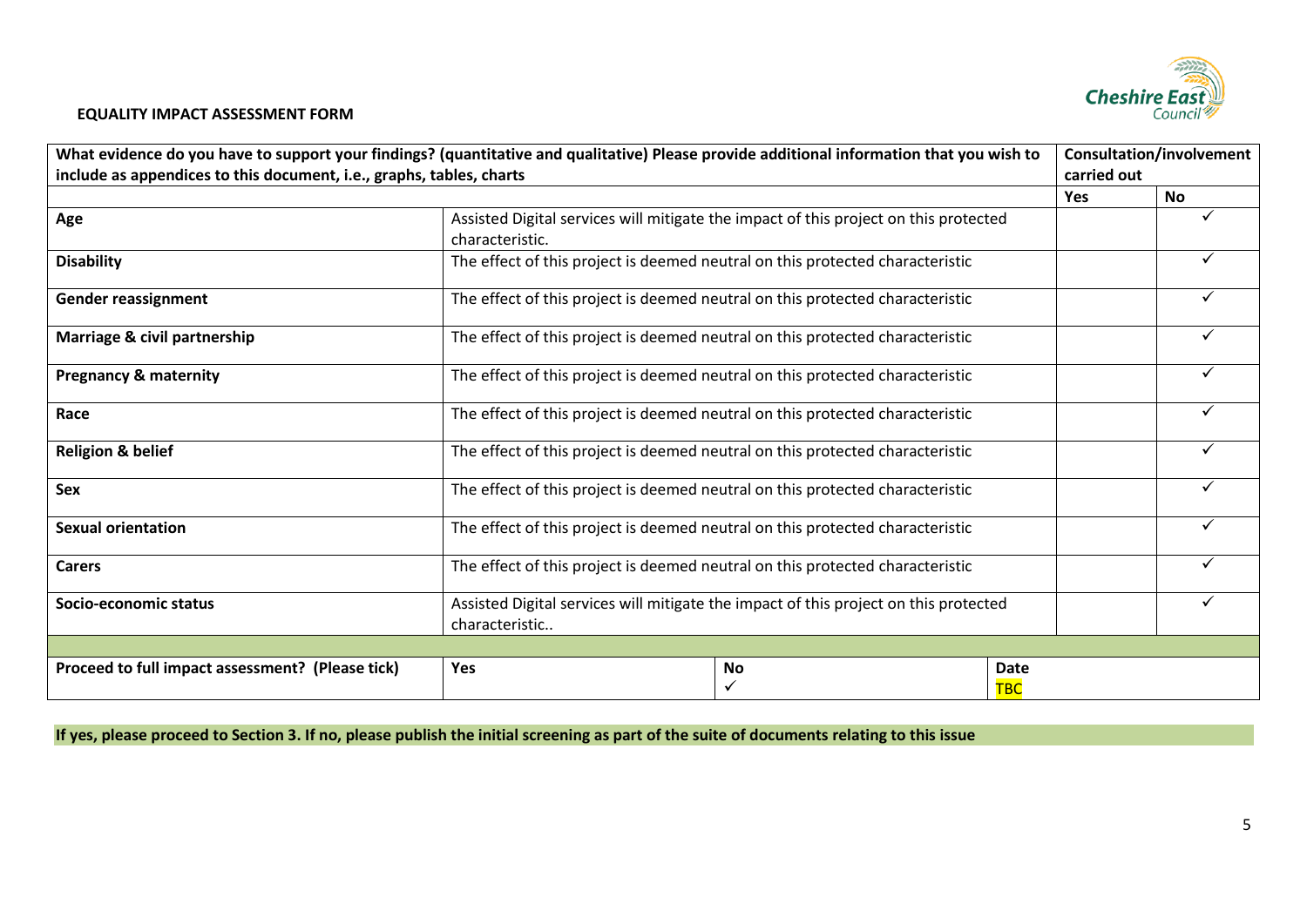**EQUALITY IMPACT ASSESSMENT FORM**

| What evidence do you have to support your findings? (quantitative and qualitative) Please provide additional information that you wish to include as appendices to this document, i.e., graphs, tables, charts | | | | Consultation/involvement carried out | |
|---|---|---|---|---|---|
| | | | | Yes | No |
| **Age** | Assisted Digital services will mitigate the impact of this project on this protected characteristic. | | | | ✓ |
| **Disability** | The effect of this project is deemed neutral on this protected characteristic | | | | ✓ |
| **Gender reassignment** | The effect of this project is deemed neutral on this protected characteristic | | | | ✓ |
| **Marriage & civil partnership** | The effect of this project is deemed neutral on this protected characteristic | | | | ✓ |
| **Pregnancy & maternity** | The effect of this project is deemed neutral on this protected characteristic | | | | ✓ |
| **Race** | The effect of this project is deemed neutral on this protected characteristic | | | | ✓ |
| **Religion & belief** | The effect of this project is deemed neutral on this protected characteristic | | | | ✓ |
| **Sex** | The effect of this project is deemed neutral on this protected characteristic | | | | ✓ |
| **Sexual orientation** | The effect of this project is deemed neutral on this protected characteristic | | | | ✓ |
| **Carers** | The effect of this project is deemed neutral on this protected characteristic | | | | ✓ |
| **Socio-economic status** | Assisted Digital services will mitigate the impact of this project on this protected characteristic.. | | | | ✓ |
| | | | | | |
| **Proceed to full impact assessment? (Please tick)** | **Yes** | **No** ✓ | **Date** TBC | | |

**If yes, please proceed to Section 3. If no, please publish the initial screening as part of the suite of documents relating to this issue**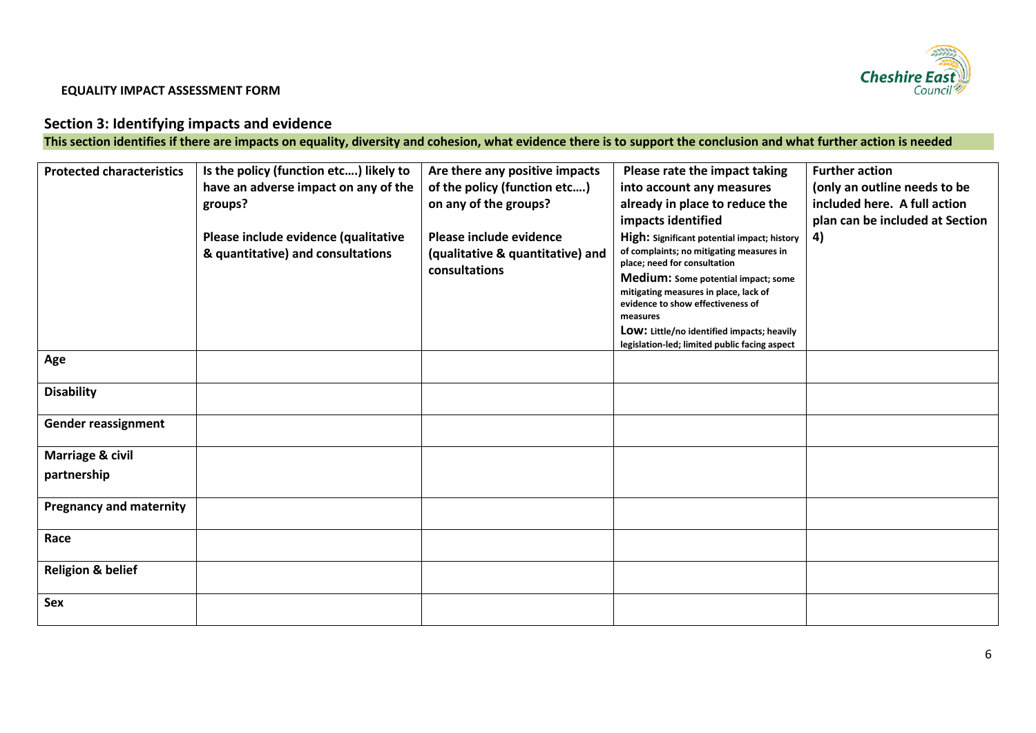**EQUALITY IMPACT ASSESSMENT FORM**

## Section 3: Identifying impacts and evidence

**This section identifies if there are impacts on equality, diversity and cohesion, what evidence there is to support the conclusion and what further action is needed**

| Protected characteristics | Is the policy (function etc….) likely to have an adverse impact on any of the groups?<br><br>Please include evidence (qualitative & quantitative) and consultations | Are there any positive impacts of the policy (function etc….) on any of the groups?<br><br>Please include evidence (qualitative & quantitative) and consultations | Please rate the impact taking into account any measures already in place to reduce the impacts identified<br>**High:** Significant potential impact; history of complaints; no mitigating measures in place; need for consultation<br>**Medium:** Some potential impact; some mitigating measures in place, lack of evidence to show effectiveness of measures<br>**Low:** Little/no identified impacts; heavily legislation-led; limited public facing aspect | Further action<br>(only an outline needs to be included here. A full action plan can be included at Section 4) |
|---|---|---|---|---|
| **Age** | | | | |
| **Disability** | | | | |
| **Gender reassignment** | | | | |
| **Marriage & civil partnership** | | | | |
| **Pregnancy and maternity** | | | | |
| **Race** | | | | |
| **Religion & belief** | | | | |
| **Sex** | | | | |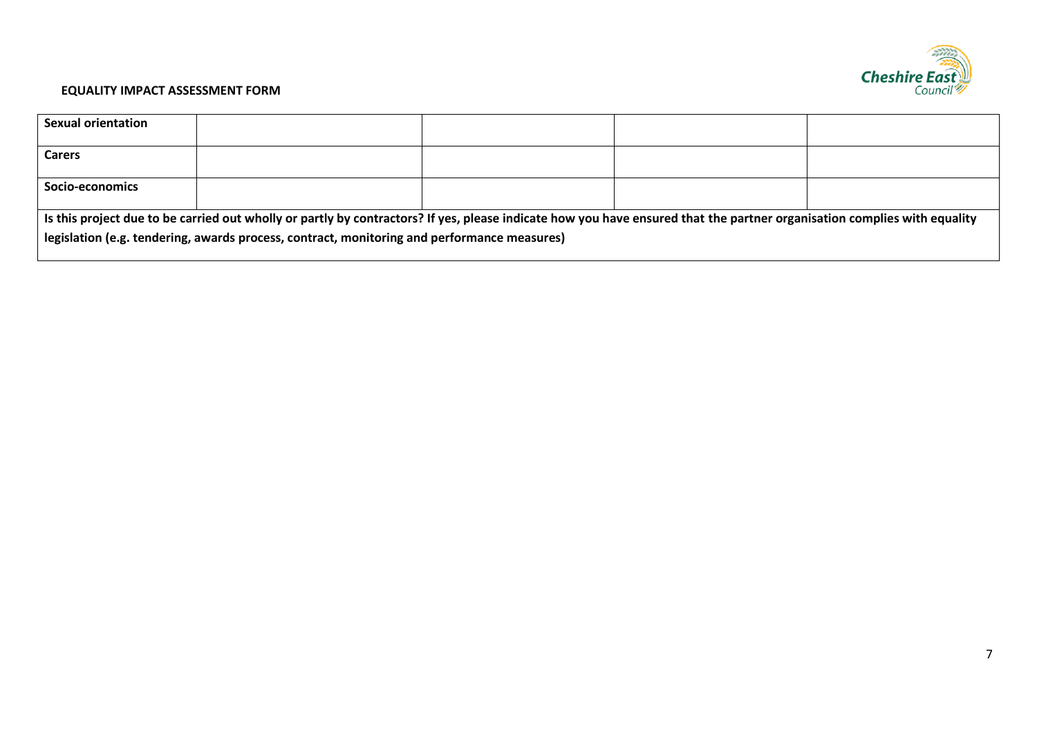**EQUALITY IMPACT ASSESSMENT FORM**

| | | | | |
|---|---|---|---|---|
| **Sexual orientation** | | | | |
| **Carers** | | | | |
| **Socio-economics** | | | | |

**Is this project due to be carried out wholly or partly by contractors? If yes, please indicate how you have ensured that the partner organisation complies with equality legislation (e.g. tendering, awards process, contract, monitoring and performance measures)**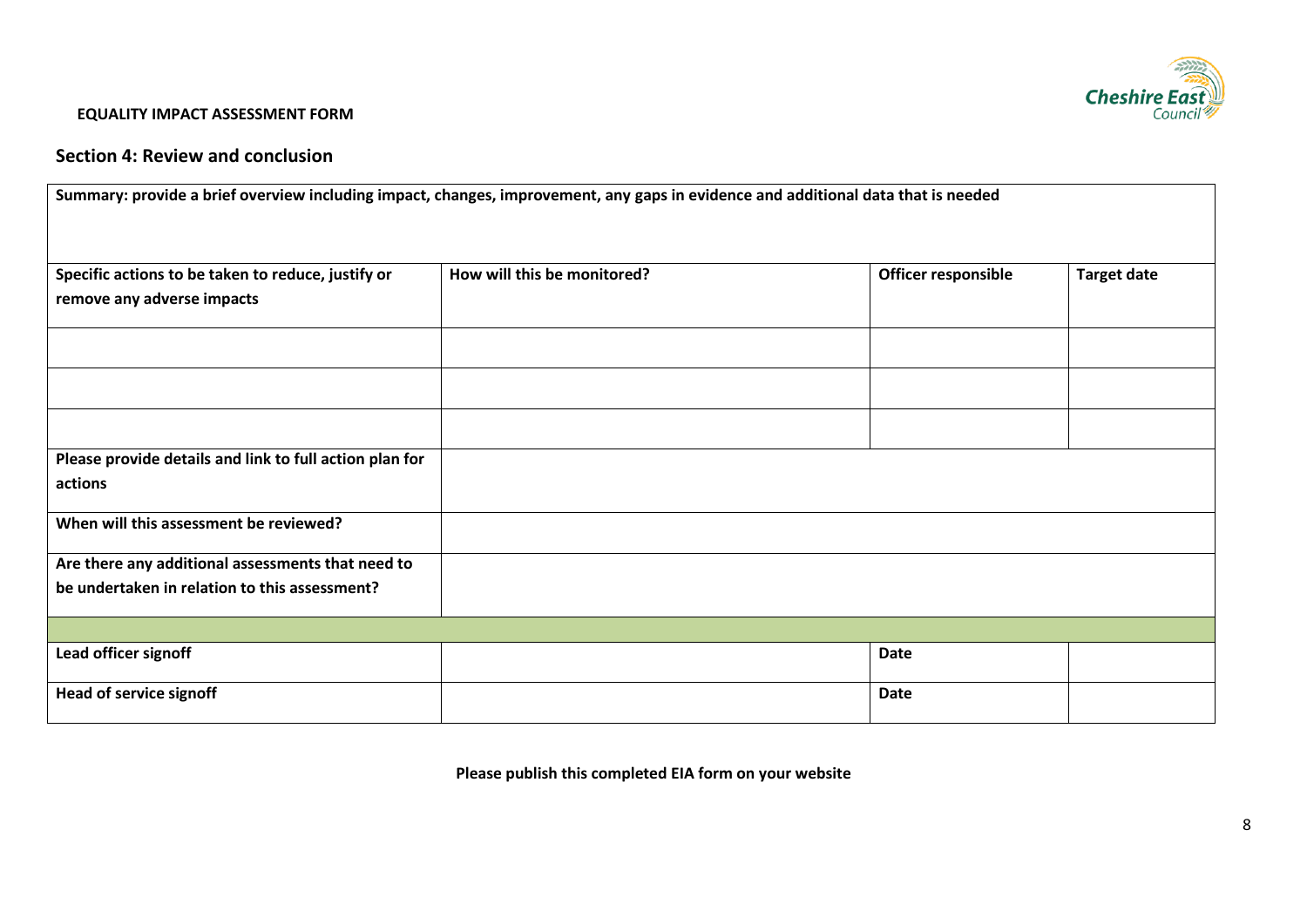EQUALITY IMPACT ASSESSMENT FORM

## Section 4: Review and conclusion

| Summary: provide a brief overview including impact, changes, improvement, any gaps in evidence and additional data that is needed | | | |
|---|---|---|---|
| **Specific actions to be taken to reduce, justify or remove any adverse impacts** | **How will this be monitored?** | **Officer responsible** | **Target date** |
| | | | |
| | | | |
| | | | |
| **Please provide details and link to full action plan for actions** | | | |
| **When will this assessment be reviewed?** | | | |
| **Are there any additional assessments that need to be undertaken in relation to this assessment?** | | | |
| | | | |
| **Lead officer signoff** | | **Date** | |
| **Head of service signoff** | | **Date** | |

**Please publish this completed EIA form on your website**